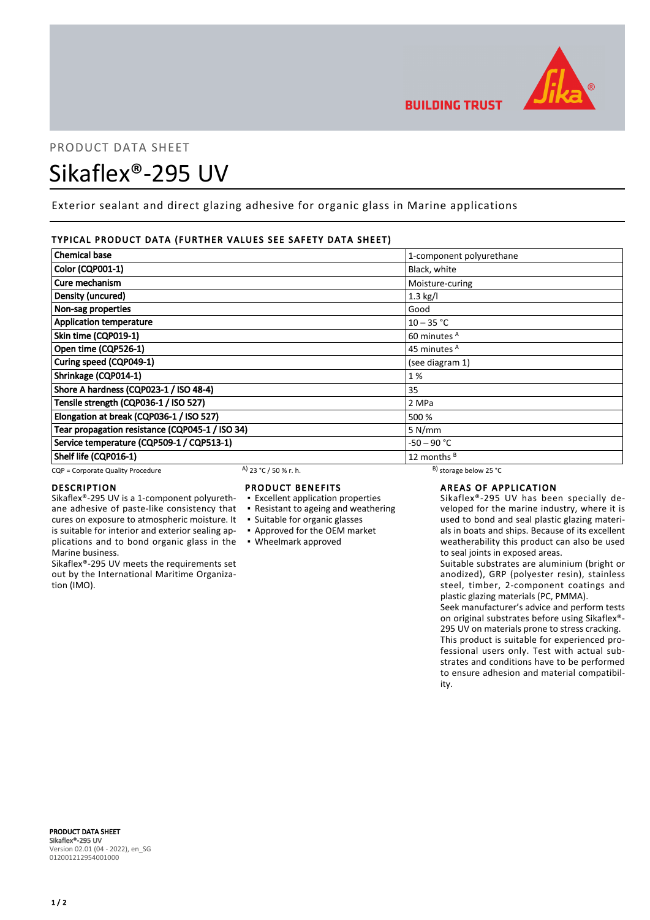BUILDING TRUST

PRODUCT DATA SHEET

# Sikaflex®-295 UV

Exterior sealant and direct glazing adhesive for organic glass in Marine applications

## TYPICAL PRODUCT DATA (FURTHER VALUES SEE SAFETY DATA SHEET)

| Property | Value |
|---|---|
| Chemical base | 1-component polyurethane |
| Color (CQP001-1) | Black, white |
| Cure mechanism | Moisture-curing |
| Density (uncured) | 1.3 kg/l |
| Non-sag properties | Good |
| Application temperature | 10 – 35 °C |
| Skin time (CQP019-1) | 60 minutes [A] |
| Open time (CQP526-1) | 45 minutes [A] |
| Curing speed (CQP049-1) | (see diagram 1) |
| Shrinkage (CQP014-1) | 1 % |
| Shore A hardness (CQP023-1 / ISO 48-4) | 35 |
| Tensile strength (CQP036-1 / ISO 527) | 2 MPa |
| Elongation at break (CQP036-1 / ISO 527) | 500 % |
| Tear propagation resistance (CQP045-1 / ISO 34) | 5 N/mm |
| Service temperature (CQP509-1 / CQP513-1) | -50 – 90 °C |
| Shelf life (CQP016-1) | 12 months [B] |

CQP = Corporate Quality Procedure  [A] 23 °C / 50 % r. h.  [B] storage below 25 °C

## DESCRIPTION

Sikaflex®-295 UV is a 1-component polyurethane adhesive of paste-like consistency that cures on exposure to atmospheric moisture. It is suitable for interior and exterior sealing applications and to bond organic glass in the Marine business.

Sikaflex®-295 UV meets the requirements set out by the International Maritime Organization (IMO).

## PRODUCT BENEFITS

- Excellent application properties
- Resistant to ageing and weathering
- Suitable for organic glasses
- Approved for the OEM market
- Wheelmark approved

## AREAS OF APPLICATION

Sikaflex®-295 UV has been specially developed for the marine industry, where it is used to bond and seal plastic glazing materials in boats and ships. Because of its excellent weatherability this product can also be used to seal joints in exposed areas.

Suitable substrates are aluminium (bright or anodized), GRP (polyester resin), stainless steel, timber, 2-component coatings and plastic glazing materials (PC, PMMA).

Seek manufacturer's advice and perform tests on original substrates before using Sikaflex®-295 UV on materials prone to stress cracking.

This product is suitable for experienced professional users only. Test with actual substrates and conditions have to be performed to ensure adhesion and material compatibility.

**PRODUCT DATA SHEET**
**Sikaflex®-295 UV**
Version 02.01 (04 - 2022), en_SG
012001212954001000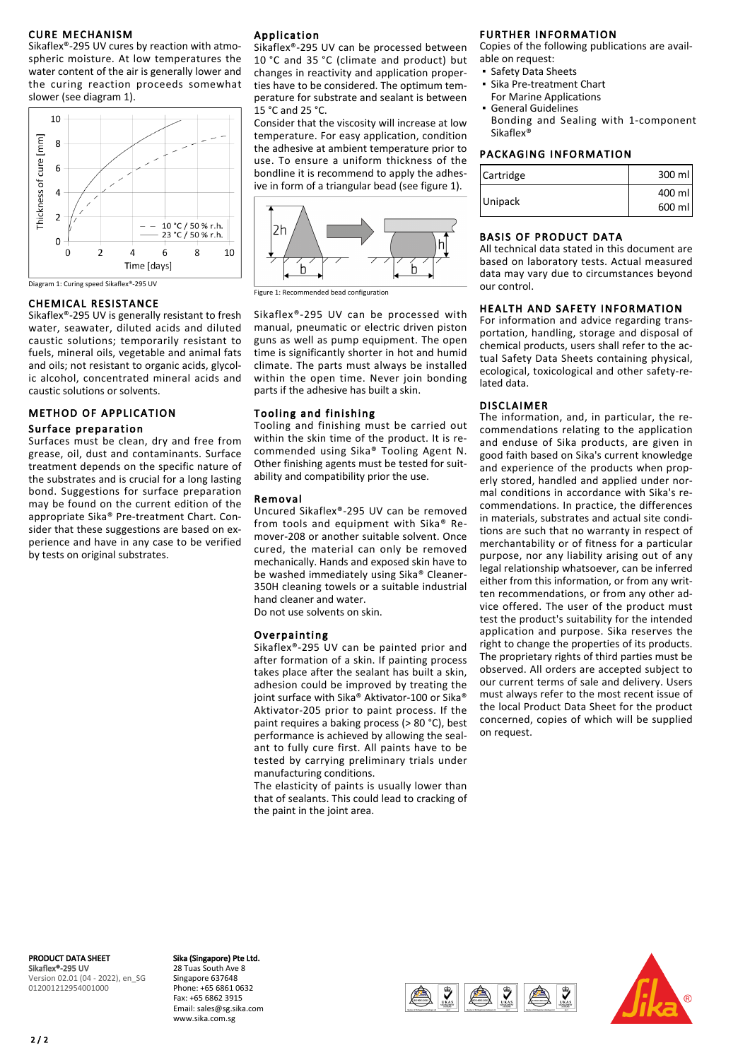## CURE MECHANISM

Sikaflex®-295 UV cures by reaction with atmospheric moisture. At low temperatures the water content of the air is generally lower and the curing reaction proceeds somewhat slower (see diagram 1).

Thickness of cure [mm]
10
8
6
4
2
0
0 2 4 6 8 10
Time [days]
10 °C / 50 % r.h.
23 °C / 50 % r.h.

Diagram 1: Curing speed Sikaflex®-295 UV

## CHEMICAL RESISTANCE

Sikaflex®-295 UV is generally resistant to fresh water, seawater, diluted acids and diluted caustic solutions; temporarily resistant to fuels, mineral oils, vegetable and animal fats and oils; not resistant to organic acids, glycolic alcohol, concentrated mineral acids and caustic solutions or solvents.

## METHOD OF APPLICATION

### Surface preparation

Surfaces must be clean, dry and free from grease, oil, dust and contaminants. Surface treatment depends on the specific nature of the substrates and is crucial for a long lasting bond. Suggestions for surface preparation may be found on the current edition of the appropriate Sika® Pre-treatment Chart. Consider that these suggestions are based on experience and have in any case to be verified by tests on original substrates.

### Application

Sikaflex®-295 UV can be processed between 10 °C and 35 °C (climate and product) but changes in reactivity and application properties have to be considered. The optimum temperature for substrate and sealant is between 15 °C and 25 °C.

Consider that the viscosity will increase at low temperature. For easy application, condition the adhesive at ambient temperature prior to use. To ensure a uniform thickness of the bondline it is recommend to apply the adhesive in form of a triangular bead (see figure 1).

2h
b
h
b

Figure 1: Recommended bead configuration

Sikaflex®-295 UV can be processed with manual, pneumatic or electric driven piston guns as well as pump equipment. The open time is significantly shorter in hot and humid climate. The parts must always be installed within the open time. Never join bonding parts if the adhesive has built a skin.

### Tooling and finishing

Tooling and finishing must be carried out within the skin time of the product. It is recommended using Sika® Tooling Agent N. Other finishing agents must be tested for suitability and compatibility prior the use.

### Removal

Uncured Sikaflex®-295 UV can be removed from tools and equipment with Sika® Remover-208 or another suitable solvent. Once cured, the material can only be removed mechanically. Hands and exposed skin have to be washed immediately using Sika® Cleaner-350H cleaning towels or a suitable industrial hand cleaner and water.

Do not use solvents on skin.

### Overpainting

Sikaflex®-295 UV can be painted prior and after formation of a skin. If painting process takes place after the sealant has built a skin, adhesion could be improved by treating the joint surface with Sika® Aktivator-100 or Sika® Aktivator-205 prior to paint process. If the paint requires a baking process (> 80 °C), best performance is achieved by allowing the sealant to fully cure first. All paints have to be tested by carrying preliminary trials under manufacturing conditions.

The elasticity of paints is usually lower than that of sealants. This could lead to cracking of the paint in the joint area.

## FURTHER INFORMATION

Copies of the following publications are available on request:

- Safety Data Sheets
- Sika Pre-treatment Chart For Marine Applications
- General Guidelines Bonding and Sealing with 1-component Sikaflex®

## PACKAGING INFORMATION

| | |
|---|---|
| Cartridge | 300 ml |
| Unipack | 400 ml<br>600 ml |

## BASIS OF PRODUCT DATA

All technical data stated in this document are based on laboratory tests. Actual measured data may vary due to circumstances beyond our control.

## HEALTH AND SAFETY INFORMATION

For information and advice regarding transportation, handling, storage and disposal of chemical products, users shall refer to the actual Safety Data Sheets containing physical, ecological, toxicological and other safety-related data.

## DISCLAIMER

The information, and, in particular, the recommendations relating to the application and enduse of Sika products, are given in good faith based on Sika's current knowledge and experience of the products when properly stored, handled and applied under normal conditions in accordance with Sika's recommendations. In practice, the differences in materials, substrates and actual site conditions are such that no warranty in respect of merchantability or of fitness for a particular purpose, nor any liability arising out of any legal relationship whatsoever, can be inferred either from this information, or from any written recommendations, or from any other advice offered. The user of the product must test the product's suitability for the intended application and purpose. Sika reserves the right to change the properties of its products. The proprietary rights of third parties must be observed. All orders are accepted subject to our current terms of sale and delivery. Users must always refer to the most recent issue of the local Product Data Sheet for the product concerned, copies of which will be supplied on request.

**PRODUCT DATA SHEET**
**Sikaflex®-295 UV**
Version 02.01 (04 - 2022), en_SG
012001212954001000

**Sika (Singapore) Pte Ltd.**
28 Tuas South Ave 8
Singapore 637648
Phone: +65 6861 0632
Fax: +65 6862 3915
Email: sales@sg.sika.com
www.sika.com.sg